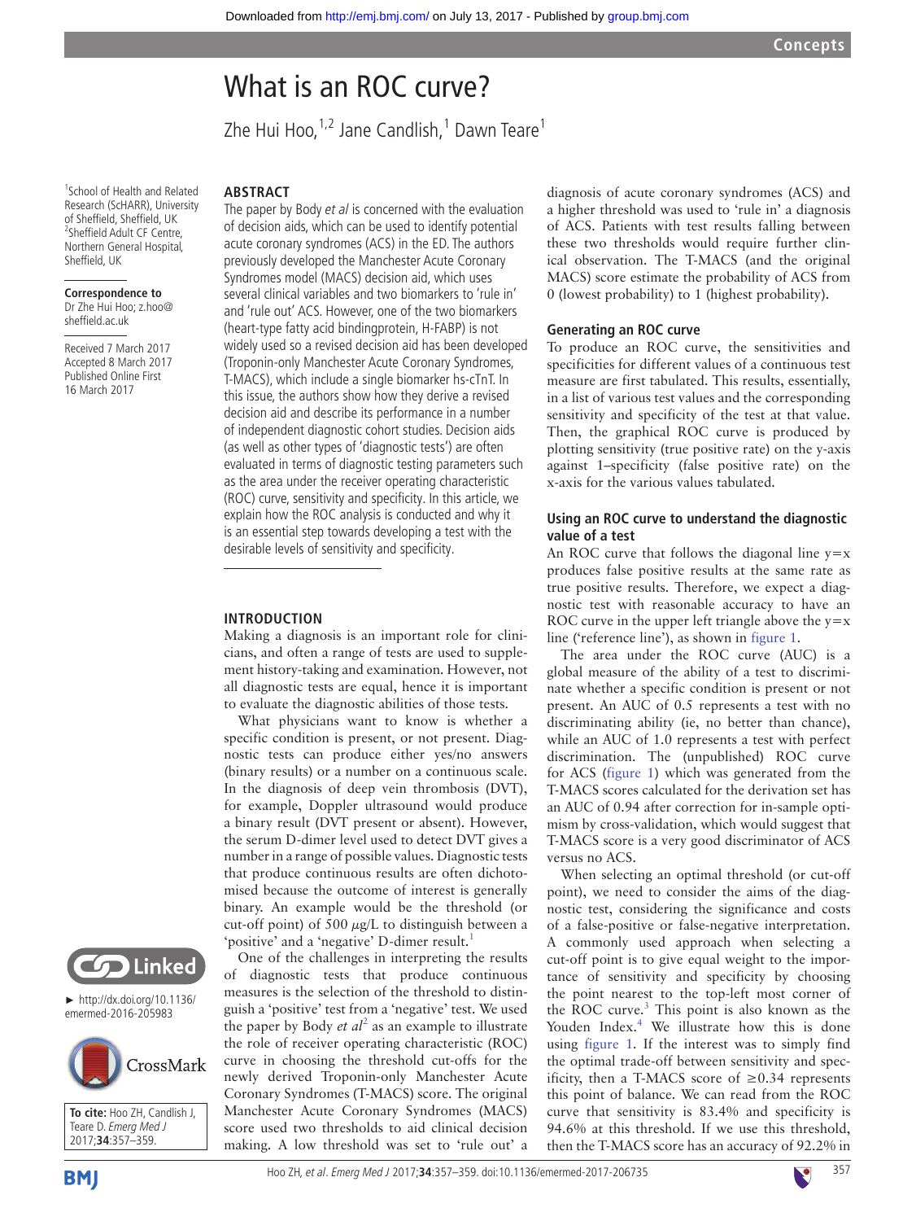# What is an ROC curve?

Zhe Hui Hoo,[1,2] Jane Candlish,[1] Dawn Teare[1]

[1]School of Health and Related Research (ScHARR), University of Sheffield, Sheffield, UK
[2]Sheffield Adult CF Centre, Northern General Hospital, Sheffield, UK

**Correspondence to**
Dr Zhe Hui Hoo; z.hoo@sheffield.ac.uk

Received 7 March 2017
Accepted 8 March 2017
Published Online First 16 March 2017

## ABSTRACT

The paper by Body *et al* is concerned with the evaluation of decision aids, which can be used to identify potential acute coronary syndromes (ACS) in the ED. The authors previously developed the Manchester Acute Coronary Syndromes model (MACS) decision aid, which uses several clinical variables and two biomarkers to 'rule in' and 'rule out' ACS. However, one of the two biomarkers (heart-type fatty acid bindingprotein, H-FABP) is not widely used so a revised decision aid has been developed (Troponin-only Manchester Acute Coronary Syndromes, T-MACS), which include a single biomarker hs-cTnT. In this issue, the authors show how they derive a revised decision aid and describe its performance in a number of independent diagnostic cohort studies. Decision aids (as well as other types of 'diagnostic tests') are often evaluated in terms of diagnostic testing parameters such as the area under the receiver operating characteristic (ROC) curve, sensitivity and specificity. In this article, we explain how the ROC analysis is conducted and why it is an essential step towards developing a test with the desirable levels of sensitivity and specificity.

## INTRODUCTION

Making a diagnosis is an important role for clinicians, and often a range of tests are used to supplement history-taking and examination. However, not all diagnostic tests are equal, hence it is important to evaluate the diagnostic abilities of those tests.

What physicians want to know is whether a specific condition is present, or not present. Diagnostic tests can produce either yes/no answers (binary results) or a number on a continuous scale. In the diagnosis of deep vein thrombosis (DVT), for example, Doppler ultrasound would produce a binary result (DVT present or absent). However, the serum D-dimer level used to detect DVT gives a number in a range of possible values. Diagnostic tests that produce continuous results are often dichotomised because the outcome of interest is generally binary. An example would be the threshold (or cut-off point) of 500 $\mu$g/L to distinguish between a 'positive' and a 'negative' D-dimer result.[1]

One of the challenges in interpreting the results of diagnostic tests that produce continuous measures is the selection of the threshold to distinguish a 'positive' test from a 'negative' test. We used the paper by Body *et al*[2] as an example to illustrate the role of receiver operating characteristic (ROC) curve in choosing the threshold cut-offs for the newly derived Troponin-only Manchester Acute Coronary Syndromes (T-MACS) score. The original Manchester Acute Coronary Syndromes (MACS) score used two thresholds to aid clinical decision making. A low threshold was set to 'rule out' a diagnosis of acute coronary syndromes (ACS) and a higher threshold was used to 'rule in' a diagnosis of ACS. Patients with test results falling between these two thresholds would require further clinical observation. The T-MACS (and the original MACS) score estimate the probability of ACS from 0 (lowest probability) to 1 (highest probability).

### Generating an ROC curve

To produce an ROC curve, the sensitivities and specificities for different values of a continuous test measure are first tabulated. This results, essentially, in a list of various test values and the corresponding sensitivity and specificity of the test at that value. Then, the graphical ROC curve is produced by plotting sensitivity (true positive rate) on the y-axis against 1–specificity (false positive rate) on the x-axis for the various values tabulated.

### Using an ROC curve to understand the diagnostic value of a test

An ROC curve that follows the diagonal line $y=x$ produces false positive results at the same rate as true positive results. Therefore, we expect a diagnostic test with reasonable accuracy to have an ROC curve in the upper left triangle above the $y=x$ line ('reference line'), as shown in figure 1.

The area under the ROC curve (AUC) is a global measure of the ability of a test to discriminate whether a specific condition is present or not present. An AUC of 0.5 represents a test with no discriminating ability (ie, no better than chance), while an AUC of 1.0 represents a test with perfect discrimination. The (unpublished) ROC curve for ACS (figure 1) which was generated from the T-MACS scores calculated for the derivation set has an AUC of 0.94 after correction for in-sample optimism by cross-validation, which would suggest that T-MACS score is a very good discriminator of ACS versus no ACS.

When selecting an optimal threshold (or cut-off point), we need to consider the aims of the diagnostic test, considering the significance and costs of a false-positive or false-negative interpretation. A commonly used approach when selecting a cut-off point is to give equal weight to the importance of sensitivity and specificity by choosing the point nearest to the top-left most corner of the ROC curve.[3] This point is also known as the Youden Index.[4] We illustrate how this is done using figure 1. If the interest was to simply find the optimal trade-off between sensitivity and specificity, then a T-MACS score of ≥0.34 represents this point of balance. We can read from the ROC curve that sensitivity is 83.4% and specificity is 94.6% at this threshold. If we use this threshold, then the T-MACS score has an accuracy of 92.2% in

► http://dx.doi.org/10.1136/emermed-2016-205983

**To cite:** Hoo ZH, Candlish J, Teare D. *Emerg Med J* 2017;**34**:357–359.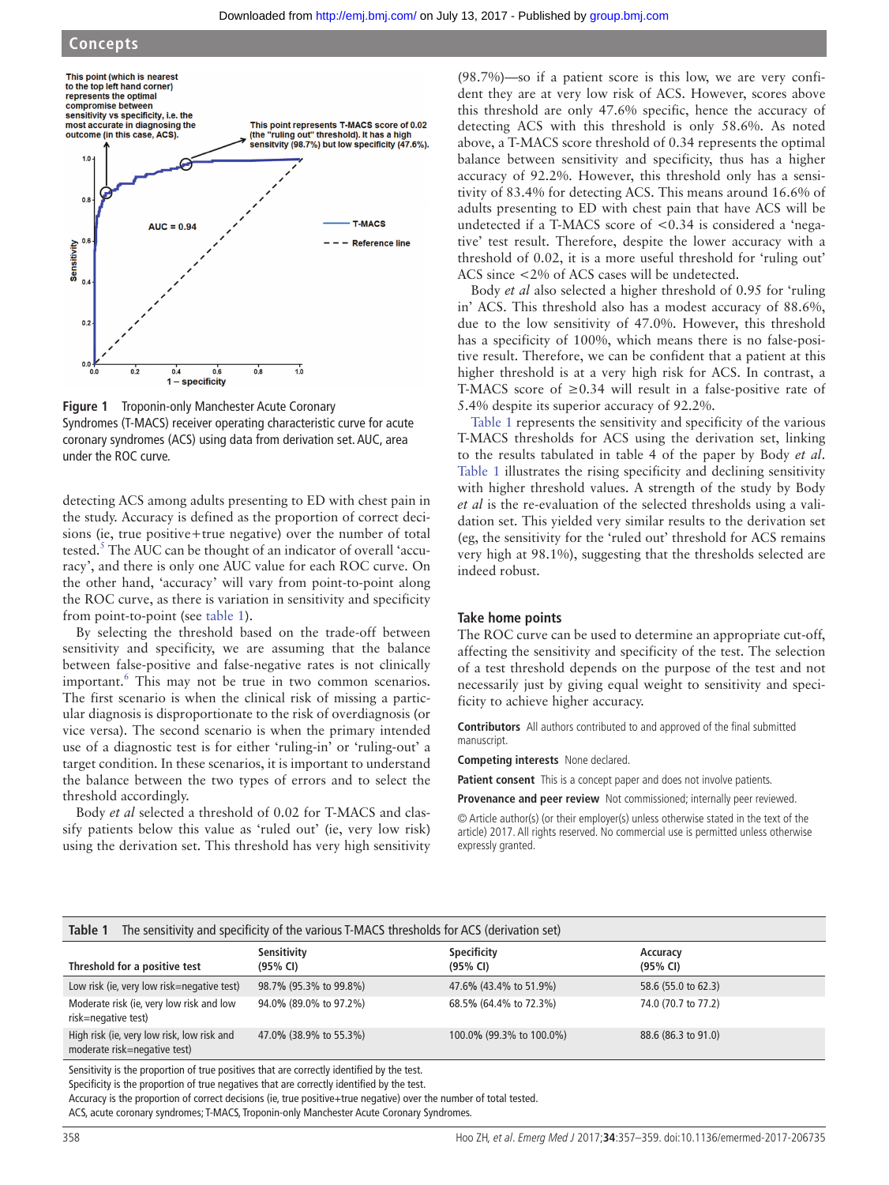Figure 1 Troponin-only Manchester Acute Coronary Syndromes (T-MACS) receiver operating characteristic curve for acute coronary syndromes (ACS) using data from derivation set. AUC, area under the ROC curve.

detecting ACS among adults presenting to ED with chest pain in the study. Accuracy is defined as the proportion of correct decisions (ie, true positive+true negative) over the number of total tested.[5] The AUC can be thought of an indicator of overall 'accuracy', and there is only one AUC value for each ROC curve. On the other hand, 'accuracy' will vary from point-to-point along the ROC curve, as there is variation in sensitivity and specificity from point-to-point (see table 1).

By selecting the threshold based on the trade-off between sensitivity and specificity, we are assuming that the balance between false-positive and false-negative rates is not clinically important.[6] This may not be true in two common scenarios. The first scenario is when the clinical risk of missing a particular diagnosis is disproportionate to the risk of overdiagnosis (or vice versa). The second scenario is when the primary intended use of a diagnostic test is for either 'ruling-in' or 'ruling-out' a target condition. In these scenarios, it is important to understand the balance between the two types of errors and to select the threshold accordingly.

Body *et al* selected a threshold of 0.02 for T-MACS and classify patients below this value as 'ruled out' (ie, very low risk) using the derivation set. This threshold has very high sensitivity (98.7%)—so if a patient score is this low, we are very confident they are at very low risk of ACS. However, scores above this threshold are only 47.6% specific, hence the accuracy of detecting ACS with this threshold is only 58.6%. As noted above, a T-MACS score threshold of 0.34 represents the optimal balance between sensitivity and specificity, thus has a higher accuracy of 92.2%. However, this threshold only has a sensitivity of 83.4% for detecting ACS. This means around 16.6% of adults presenting to ED with chest pain that have ACS will be undetected if a T-MACS score of <0.34 is considered a 'negative' test result. Therefore, despite the lower accuracy with a threshold of 0.02, it is a more useful threshold for 'ruling out' ACS since <2% of ACS cases will be undetected.

Body *et al* also selected a higher threshold of 0.95 for 'ruling in' ACS. This threshold also has a modest accuracy of 88.6%, due to the low sensitivity of 47.0%. However, this threshold has a specificity of 100%, which means there is no false-positive result. Therefore, we can be confident that a patient at this higher threshold is at a very high risk for ACS. In contrast, a T-MACS score of ≥0.34 will result in a false-positive rate of 5.4% despite its superior accuracy of 92.2%.

Table 1 represents the sensitivity and specificity of the various T-MACS thresholds for ACS using the derivation set, linking to the results tabulated in table 4 of the paper by Body *et al*. Table 1 illustrates the rising specificity and declining sensitivity with higher threshold values. A strength of the study by Body *et al* is the re-evaluation of the selected thresholds using a validation set. This yielded very similar results to the derivation set (eg, the sensitivity for the 'ruled out' threshold for ACS remains very high at 98.1%), suggesting that the thresholds selected are indeed robust.

## Take home points

The ROC curve can be used to determine an appropriate cut-off, affecting the sensitivity and specificity of the test. The selection of a test threshold depends on the purpose of the test and not necessarily just by giving equal weight to sensitivity and specificity to achieve higher accuracy.

**Contributors** All authors contributed to and approved of the final submitted manuscript.

**Competing interests** None declared.

**Patient consent** This is a concept paper and does not involve patients.

**Provenance and peer review** Not commissioned; internally peer reviewed.

© Article author(s) (or their employer(s) unless otherwise stated in the text of the article) 2017. All rights reserved. No commercial use is permitted unless otherwise expressly granted.

**Table 1** The sensitivity and specificity of the various T-MACS thresholds for ACS (derivation set)

| Threshold for a positive test | Sensitivity (95% CI) | Specificity (95% CI) | Accuracy (95% CI) |
|---|---|---|---|
| Low risk (ie, very low risk=negative test) | 98.7% (95.3% to 99.8%) | 47.6% (43.4% to 51.9%) | 58.6 (55.0 to 62.3) |
| Moderate risk (ie, very low risk and low risk=negative test) | 94.0% (89.0% to 97.2%) | 68.5% (64.4% to 72.3%) | 74.0 (70.7 to 77.2) |
| High risk (ie, very low risk, low risk and moderate risk=negative test) | 47.0% (38.9% to 55.3%) | 100.0% (99.3% to 100.0%) | 88.6 (86.3 to 91.0) |

Sensitivity is the proportion of true positives that are correctly identified by the test.
Specificity is the proportion of true negatives that are correctly identified by the test.
Accuracy is the proportion of correct decisions (ie, true positive+true negative) over the number of total tested.
ACS, acute coronary syndromes; T-MACS, Troponin-only Manchester Acute Coronary Syndromes.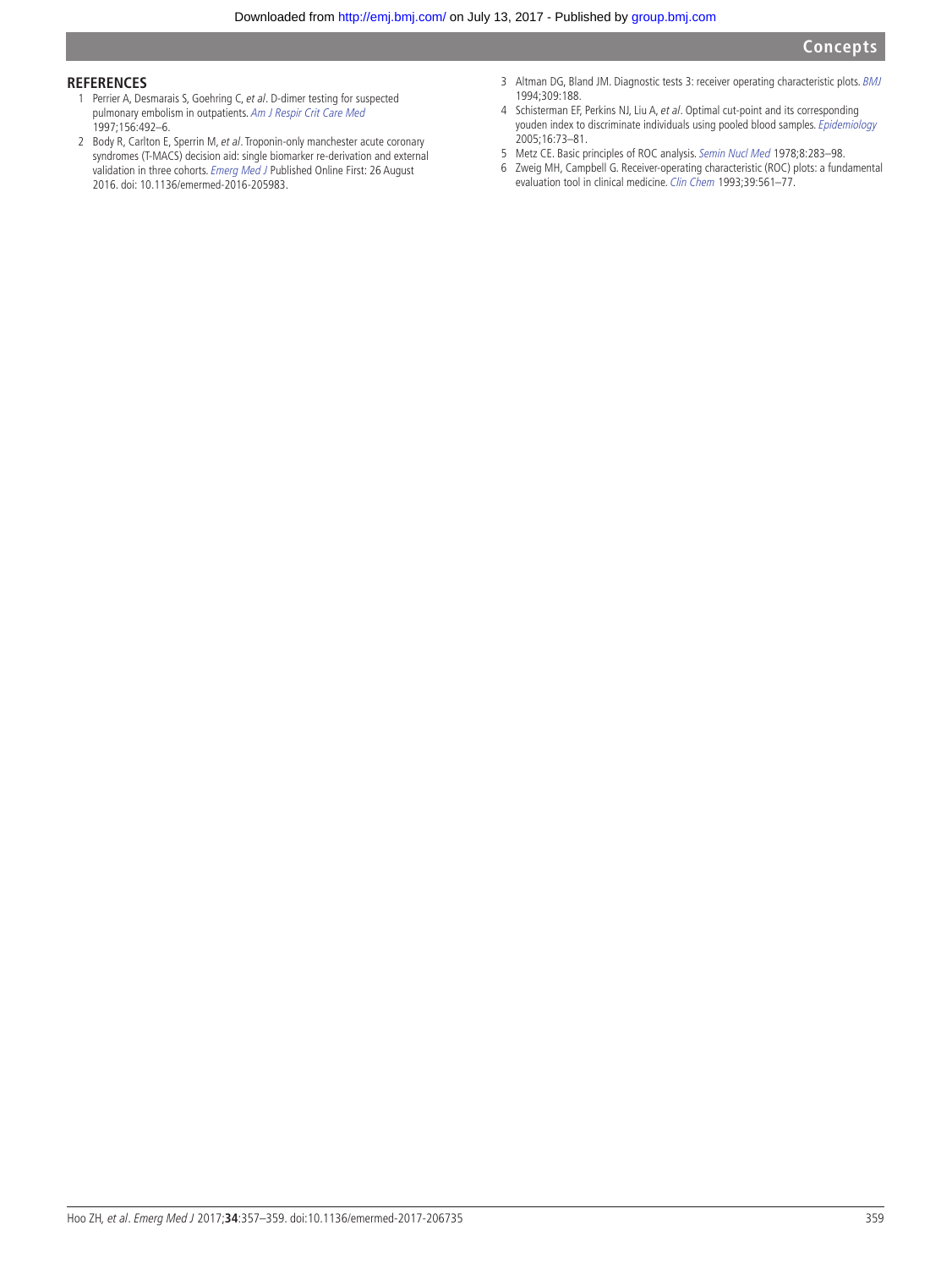## REFERENCES

1. Perrier A, Desmarais S, Goehring C, *et al*. D-dimer testing for suspected pulmonary embolism in outpatients. *Am J Respir Crit Care Med* 1997;156:492–6.
2. Body R, Carlton E, Sperrin M, *et al*. Troponin-only manchester acute coronary syndromes (T-MACS) decision aid: single biomarker re-derivation and external validation in three cohorts. *Emerg Med J* Published Online First: 26 August 2016. doi: 10.1136/emermed-2016-205983.
3. Altman DG, Bland JM. Diagnostic tests 3: receiver operating characteristic plots. *BMJ* 1994;309:188.
4. Schisterman EF, Perkins NJ, Liu A, *et al*. Optimal cut-point and its corresponding youden index to discriminate individuals using pooled blood samples. *Epidemiology* 2005;16:73–81.
5. Metz CE. Basic principles of ROC analysis. *Semin Nucl Med* 1978;8:283–98.
6. Zweig MH, Campbell G. Receiver-operating characteristic (ROC) plots: a fundamental evaluation tool in clinical medicine. *Clin Chem* 1993;39:561–77.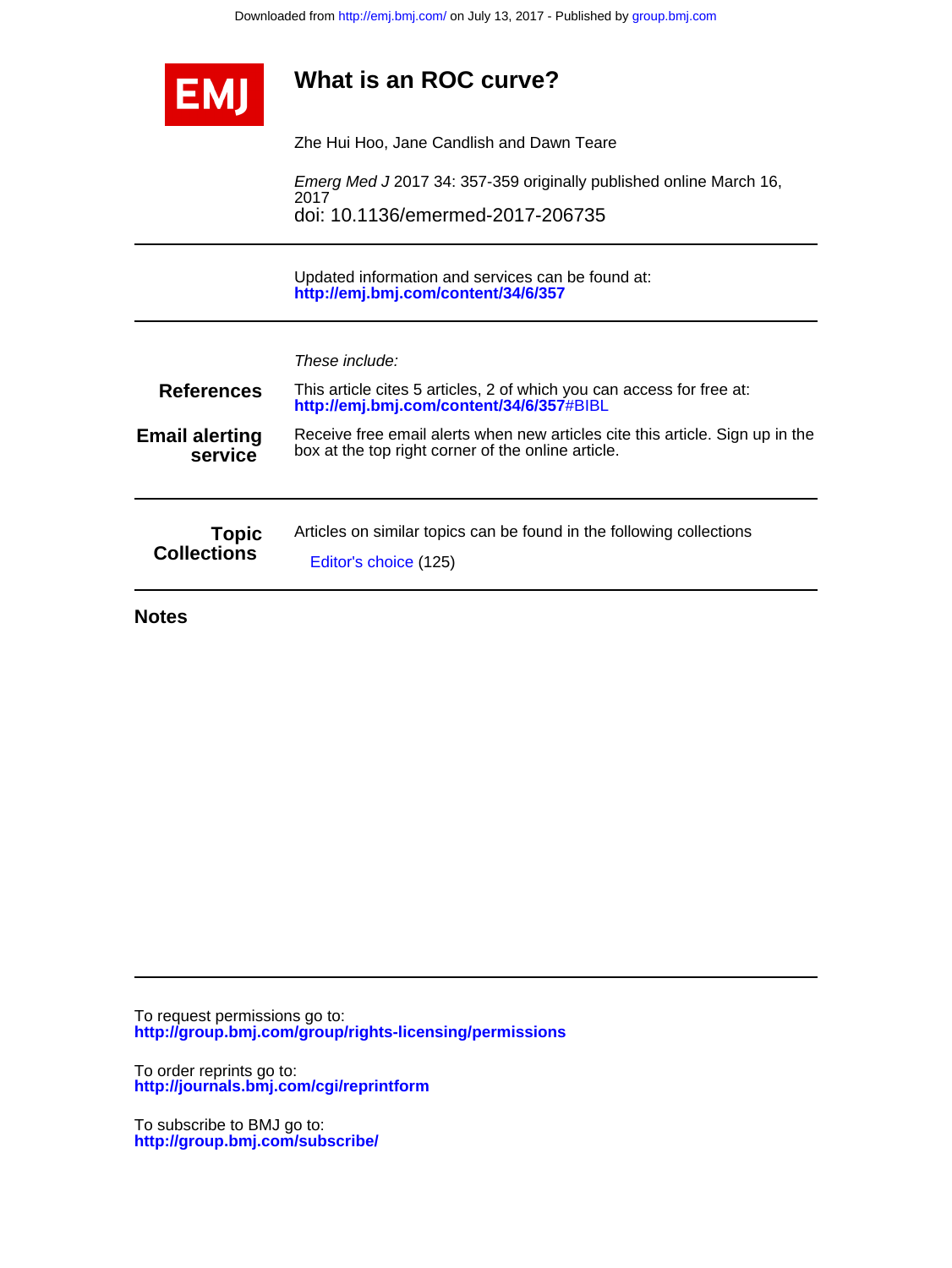Downloaded from http://emj.bmj.com/ on July 13, 2017 - Published by group.bmj.com

EMJ

# What is an ROC curve?

Zhe Hui Hoo, Jane Candlish and Dawn Teare

*Emerg Med J* 2017 34: 357-359 originally published online March 16, 2017
doi: 10.1136/emermed-2017-206735

Updated information and services can be found at:
**http://emj.bmj.com/content/34/6/357**

*These include:*

**References**
This article cites 5 articles, 2 of which you can access for free at:
**http://emj.bmj.com/content/34/6/357**#BIBL

**Email alerting service**
Receive free email alerts when new articles cite this article. Sign up in the box at the top right corner of the online article.

**Topic Collections**
Articles on similar topics can be found in the following collections

Editor's choice (125)

## Notes

To request permissions go to:
**http://group.bmj.com/group/rights-licensing/permissions**

To order reprints go to:
**http://journals.bmj.com/cgi/reprintform**

To subscribe to BMJ go to:
**http://group.bmj.com/subscribe/**